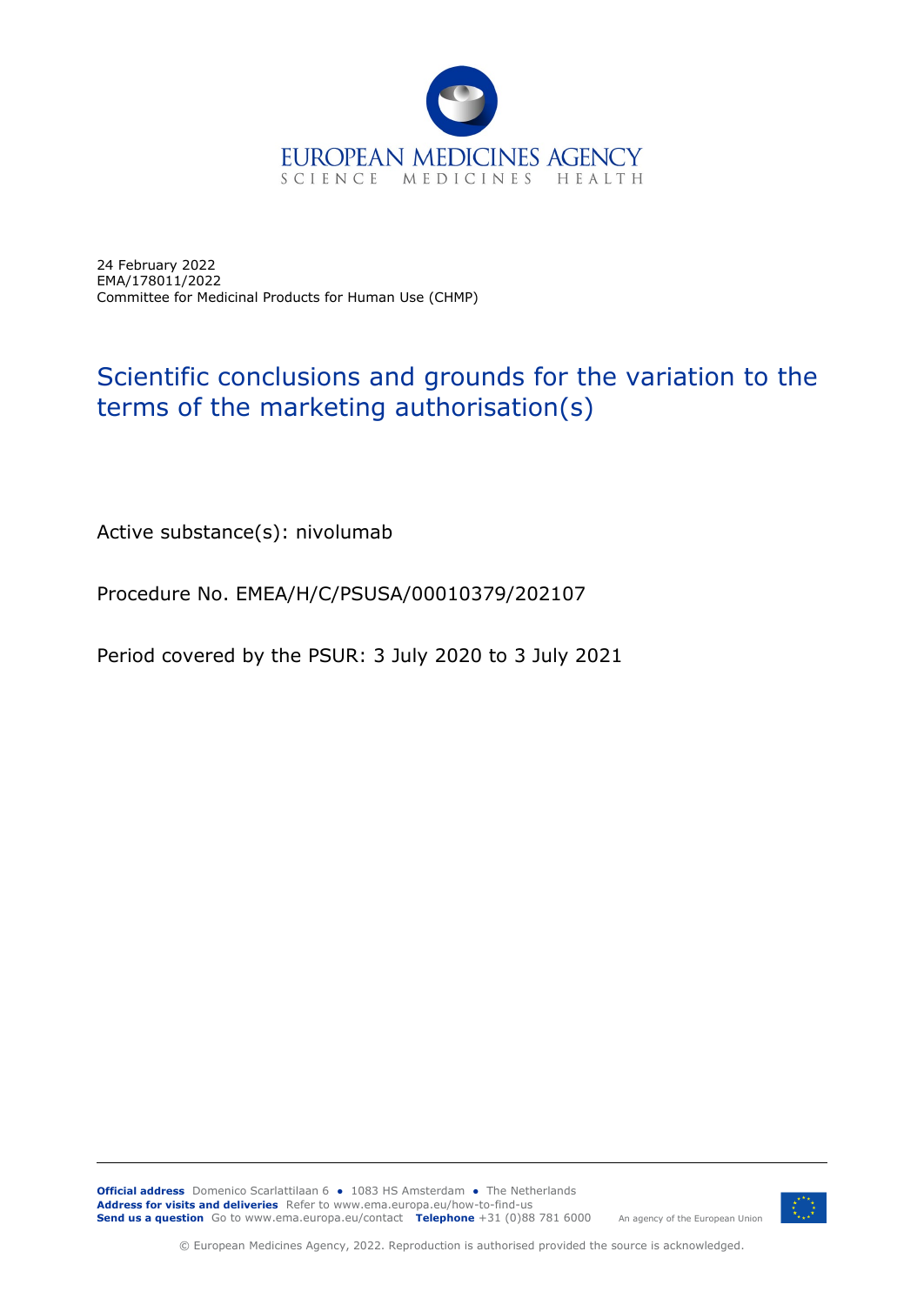24 February 2022
EMA/178011/2022
Committee for Medicinal Products for Human Use (CHMP)

# Scientific conclusions and grounds for the variation to the terms of the marketing authorisation(s)

Active substance(s): nivolumab

Procedure No. EMEA/H/C/PSUSA/00010379/202107

Period covered by the PSUR: 3 July 2020 to 3 July 2021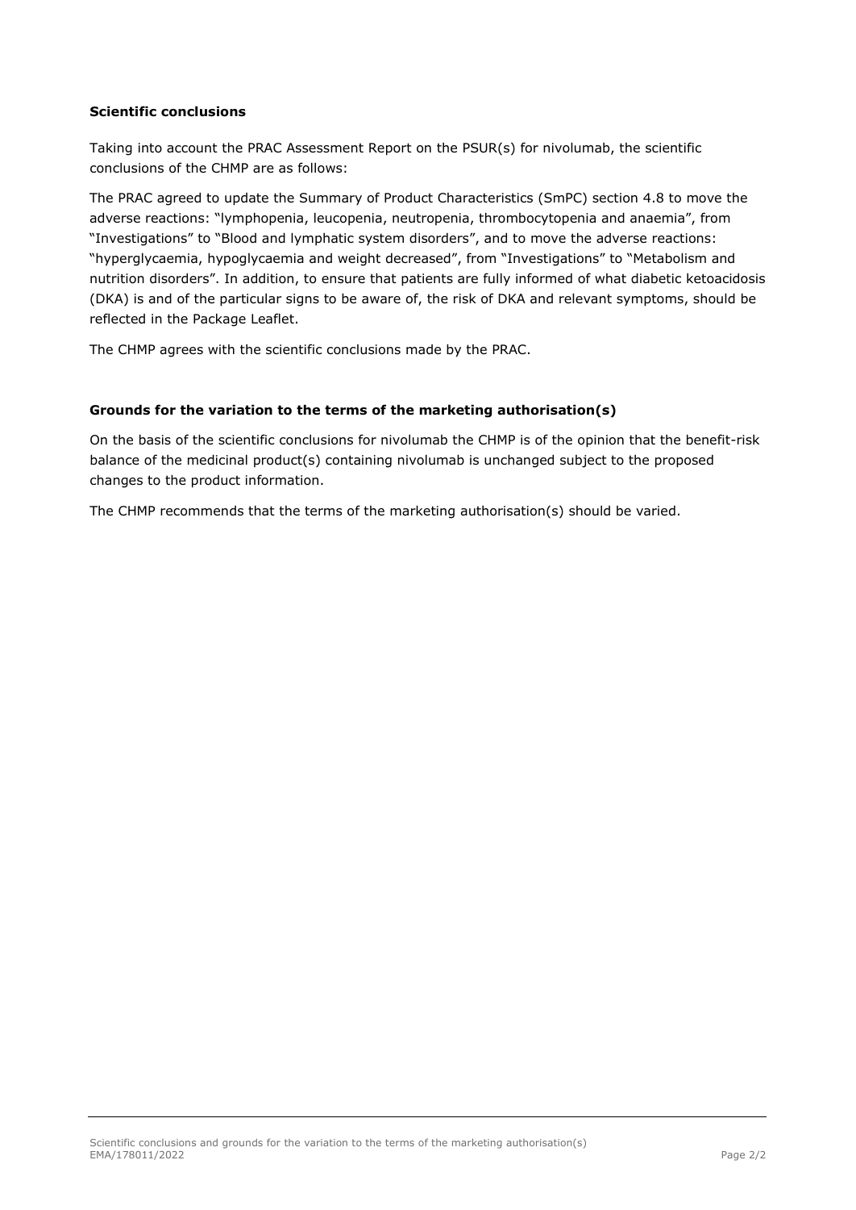## Scientific conclusions

Taking into account the PRAC Assessment Report on the PSUR(s) for nivolumab, the scientific conclusions of the CHMP are as follows:

The PRAC agreed to update the Summary of Product Characteristics (SmPC) section 4.8 to move the adverse reactions: "lymphopenia, leucopenia, neutropenia, thrombocytopenia and anaemia", from "Investigations" to "Blood and lymphatic system disorders", and to move the adverse reactions: "hyperglycaemia, hypoglycaemia and weight decreased", from "Investigations" to "Metabolism and nutrition disorders". In addition, to ensure that patients are fully informed of what diabetic ketoacidosis (DKA) is and of the particular signs to be aware of, the risk of DKA and relevant symptoms, should be reflected in the Package Leaflet.

The CHMP agrees with the scientific conclusions made by the PRAC.

## Grounds for the variation to the terms of the marketing authorisation(s)

On the basis of the scientific conclusions for nivolumab the CHMP is of the opinion that the benefit-risk balance of the medicinal product(s) containing nivolumab is unchanged subject to the proposed changes to the product information.

The CHMP recommends that the terms of the marketing authorisation(s) should be varied.